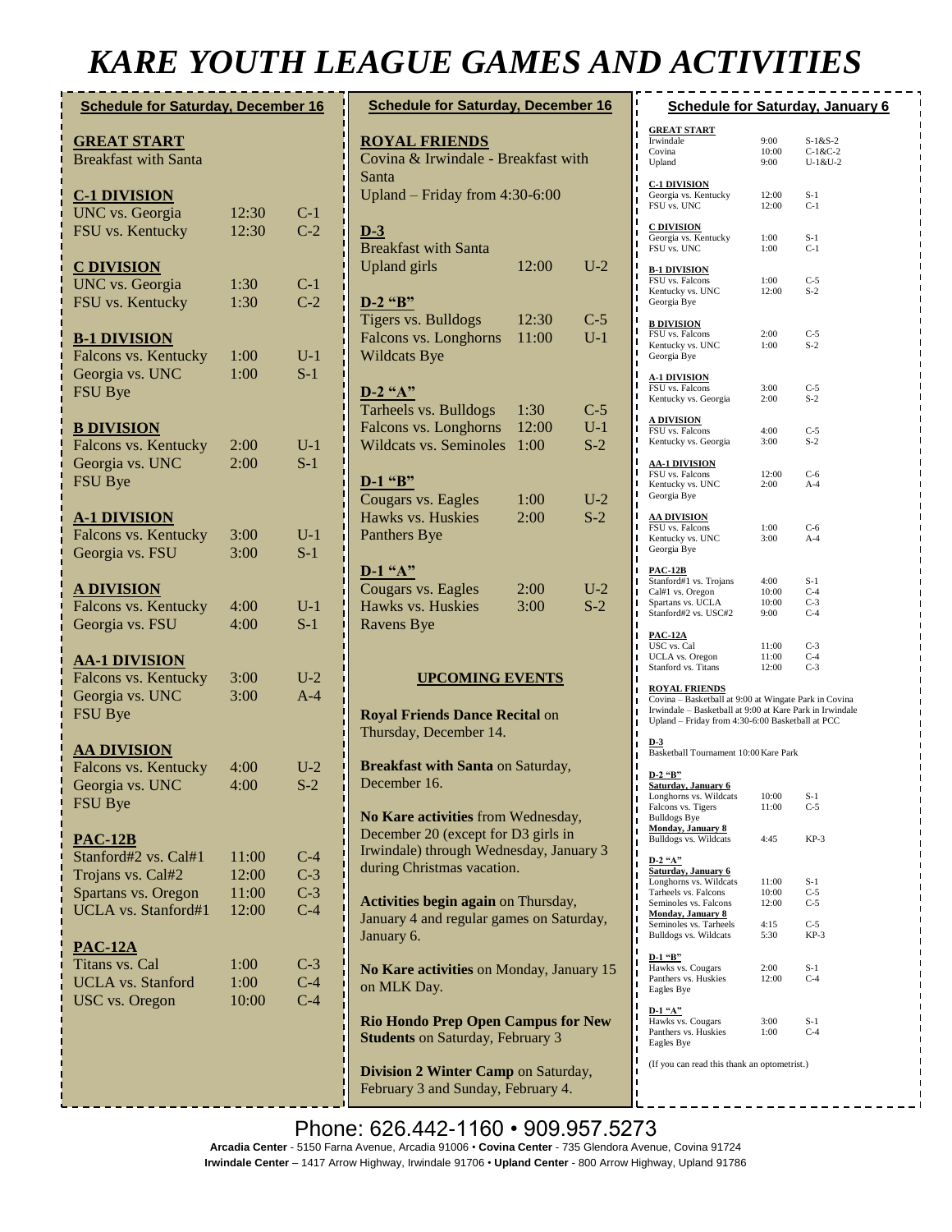# KARE YOUTH LEAGUE GAMES AND ACTIVITIES

## Schedule for Saturday, December 16

**GREAT START**

Breakfast with Santa

**C-1 DIVISION**

| | | |
|---|---|---|
| UNC vs. Georgia | 12:30 | C-1 |
| FSU vs. Kentucky | 12:30 | C-2 |

**C DIVISION**

| | | |
|---|---|---|
| UNC vs. Georgia | 1:30 | C-1 |
| FSU vs. Kentucky | 1:30 | C-2 |

**B-1 DIVISION**

| | | |
|---|---|---|
| Falcons vs. Kentucky | 1:00 | U-1 |
| Georgia vs. UNC | 1:00 | S-1 |
| FSU Bye | | |

**B DIVISION**

| | | |
|---|---|---|
| Falcons vs. Kentucky | 2:00 | U-1 |
| Georgia vs. UNC | 2:00 | S-1 |
| FSU Bye | | |

**A-1 DIVISION**

| | | |
|---|---|---|
| Falcons vs. Kentucky | 3:00 | U-1 |
| Georgia vs. FSU | 3:00 | S-1 |

**A DIVISION**

| | | |
|---|---|---|
| Falcons vs. Kentucky | 4:00 | U-1 |
| Georgia vs. FSU | 4:00 | S-1 |

**AA-1 DIVISION**

| | | |
|---|---|---|
| Falcons vs. Kentucky | 3:00 | U-2 |
| Georgia vs. UNC | 3:00 | A-4 |
| FSU Bye | | |

**AA DIVISION**

| | | |
|---|---|---|
| Falcons vs. Kentucky | 4:00 | U-2 |
| Georgia vs. UNC | 4:00 | S-2 |
| FSU Bye | | |

**PAC-12B**

| | | |
|---|---|---|
| Stanford#2 vs. Cal#1 | 11:00 | C-4 |
| Trojans vs. Cal#2 | 12:00 | C-3 |
| Spartans vs. Oregon | 11:00 | C-3 |
| UCLA vs. Stanford#1 | 12:00 | C-4 |

**PAC-12A**

| | | |
|---|---|---|
| Titans vs. Cal | 1:00 | C-3 |
| UCLA vs. Stanford | 1:00 | C-4 |
| USC vs. Oregon | 10:00 | C-4 |

## Schedule for Saturday, December 16

**ROYAL FRIENDS**

Covina & Irwindale - Breakfast with Santa

Upland – Friday from 4:30-6:00

**D-3**

Breakfast with Santa

| | | |
|---|---|---|
| Upland girls | 12:00 | U-2 |

**D-2 "B"**

| | | |
|---|---|---|
| Tigers vs. Bulldogs | 12:30 | C-5 |
| Falcons vs. Longhorns | 11:00 | U-1 |
| Wildcats Bye | | |

**D-2 "A"**

| | | |
|---|---|---|
| Tarheels vs. Bulldogs | 1:30 | C-5 |
| Falcons vs. Longhorns | 12:00 | U-1 |
| Wildcats vs. Seminoles | 1:00 | S-2 |

**D-1 "B"**

| | | |
|---|---|---|
| Cougars vs. Eagles | 1:00 | U-2 |
| Hawks vs. Huskies | 2:00 | S-2 |
| Panthers Bye | | |

**D-1 "A"**

| | | |
|---|---|---|
| Cougars vs. Eagles | 2:00 | U-2 |
| Hawks vs. Huskies | 3:00 | S-2 |
| Ravens Bye | | |

### UPCOMING EVENTS

**Royal Friends Dance Recital** on Thursday, December 14.

**Breakfast with Santa** on Saturday, December 16.

**No Kare activities** from Wednesday, December 20 (except for D3 girls in Irwindale) through Wednesday, January 3 during Christmas vacation.

**Activities begin again** on Thursday, January 4 and regular games on Saturday, January 6.

**No Kare activities** on Monday, January 15 on MLK Day.

**Rio Hondo Prep Open Campus for New Students** on Saturday, February 3

**Division 2 Winter Camp** on Saturday, February 3 and Sunday, February 4.

## Schedule for Saturday, January 6

**GREAT START**

| | | |
|---|---|---|
| Irwindale | 9:00 | S-1&S-2 |
| Covina | 10:00 | C-1&C-2 |
| Upland | 9:00 | U-1&U-2 |

**C-1 DIVISION**

| | | |
|---|---|---|
| Georgia vs. Kentucky | 12:00 | S-1 |
| FSU vs. UNC | 12:00 | C-1 |

**C DIVISION**

| | | |
|---|---|---|
| Georgia vs. Kentucky | 1:00 | S-1 |
| FSU vs. UNC | 1:00 | C-1 |

**B-1 DIVISION**

| | | |
|---|---|---|
| FSU vs. Falcons | 1:00 | C-5 |
| Kentucky vs. UNC | 12:00 | S-2 |
| Georgia Bye | | |

**B DIVISION**

| | | |
|---|---|---|
| FSU vs. Falcons | 2:00 | C-5 |
| Kentucky vs. UNC | 1:00 | S-2 |
| Georgia Bye | | |

**A-1 DIVISION**

| | | |
|---|---|---|
| FSU vs. Falcons | 3:00 | C-5 |
| Kentucky vs. Georgia | 2:00 | S-2 |

**A DIVISION**

| | | |
|---|---|---|
| FSU vs. Falcons | 4:00 | C-5 |
| Kentucky vs. Georgia | 3:00 | S-2 |

**AA-1 DIVISION**

| | | |
|---|---|---|
| FSU vs. Falcons | 12:00 | C-6 |
| Kentucky vs. UNC | 2:00 | A-4 |
| Georgia Bye | | |

**AA DIVISION**

| | | |
|---|---|---|
| FSU vs. Falcons | 1:00 | C-6 |
| Kentucky vs. UNC | 3:00 | A-4 |
| Georgia Bye | | |

**PAC-12B**

| | | |
|---|---|---|
| Stanford#1 vs. Trojans | 4:00 | S-1 |
| Cal#1 vs. Oregon | 10:00 | C-4 |
| Spartans vs. UCLA | 10:00 | C-3 |
| Stanford#2 vs. USC#2 | 9:00 | C-4 |

**PAC-12A**

| | | |
|---|---|---|
| USC vs. Cal | 11:00 | C-3 |
| UCLA vs. Oregon | 11:00 | C-4 |
| Stanford vs. Titans | 12:00 | C-3 |

**ROYAL FRIENDS**

Covina – Basketball at 9:00 at Wingate Park in Covina

Irwindale – Basketball at 9:00 at Kare Park in Irwindale

Upland – Friday from 4:30-6:00 Basketball at PCC

**D-3**

Basketball Tournament 10:00 Kare Park

**D-2 "B"**

**Saturday, January 6**

| | | |
|---|---|---|
| Longhorns vs. Wildcats | 10:00 | S-1 |
| Falcons vs. Tigers | 11:00 | C-5 |
| Bulldogs Bye | | |

**Monday, January 8**

| | | |
|---|---|---|
| Bulldogs vs. Wildcats | 4:45 | KP-3 |

**D-2 "A"**

**Saturday, January 6**

| | | |
|---|---|---|
| Longhorns vs. Wildcats | 11:00 | S-1 |
| Tarheels vs. Falcons | 10:00 | C-5 |
| Seminoles vs. Falcons | 12:00 | C-5 |

**Monday, January 8**

| | | |
|---|---|---|
| Seminoles vs. Tarheels | 4:15 | C-5 |
| Bulldogs vs. Wildcats | 5:30 | KP-3 |

**D-1 "B"**

| | | |
|---|---|---|
| Hawks vs. Cougars | 2:00 | S-1 |
| Panthers vs. Huskies | 12:00 | C-4 |
| Eagles Bye | | |

**D-1 "A"**

| | | |
|---|---|---|
| Hawks vs. Cougars | 3:00 | S-1 |
| Panthers vs. Huskies | 1:00 | C-4 |
| Eagles Bye | | |

(If you can read this thank an optometrist.)

Phone: 626.442-1160 • 909.957.5273

**Arcadia Center** - 5150 Farna Avenue, Arcadia 91006 • **Covina Center** - 735 Glendora Avenue, Covina 91724

**Irwindale Center** – 1417 Arrow Highway, Irwindale 91706 • **Upland Center** - 800 Arrow Highway, Upland 91786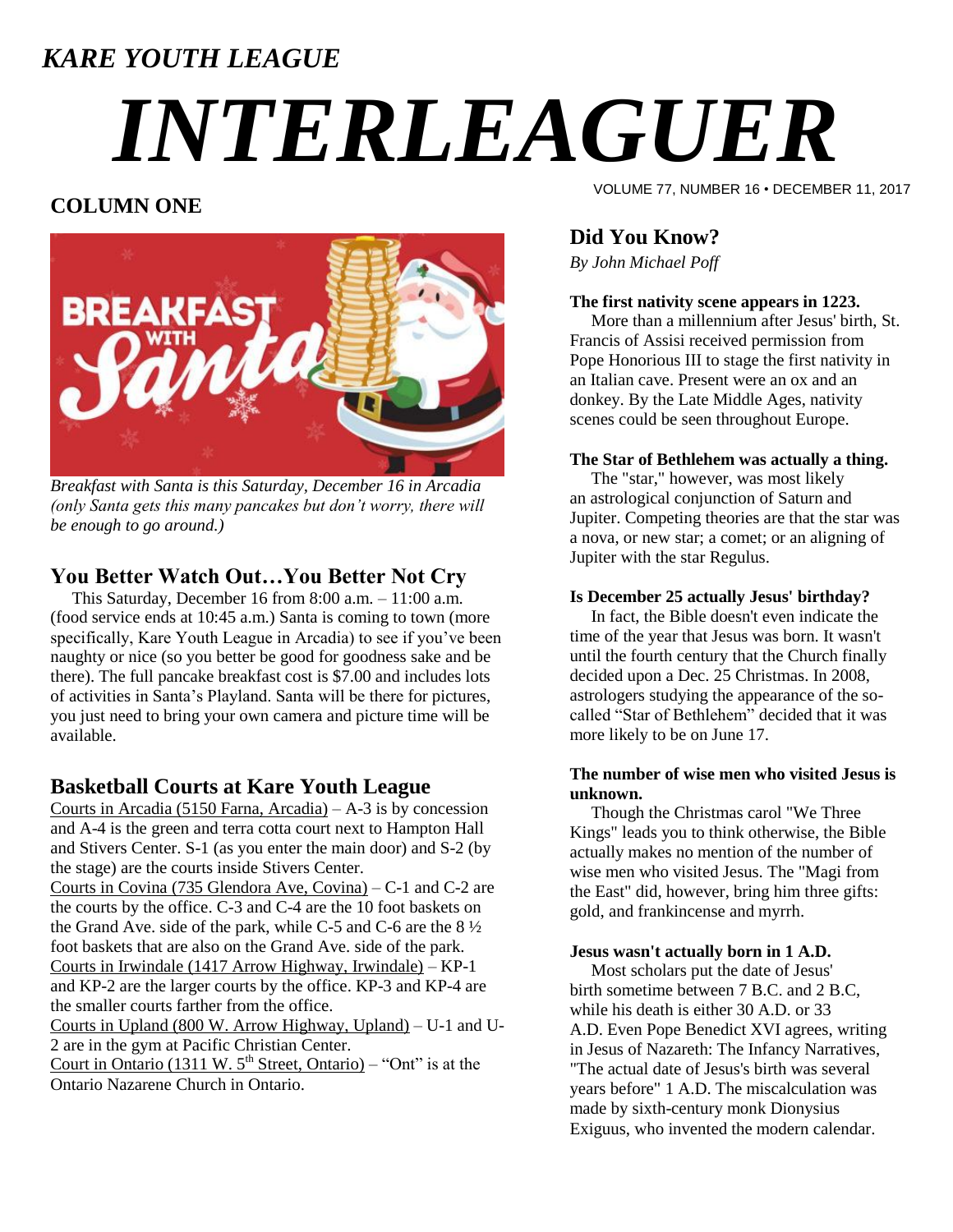*KARE YOUTH LEAGUE*

# *INTERLEAGUER*

VOLUME 77, NUMBER 16 • DECEMBER 11, 2017

## COLUMN ONE

*Breakfast with Santa is this Saturday, December 16 in Arcadia (only Santa gets this many pancakes but don't worry, there will be enough to go around.)*

### You Better Watch Out…You Better Not Cry

This Saturday, December 16 from 8:00 a.m. – 11:00 a.m. (food service ends at 10:45 a.m.) Santa is coming to town (more specifically, Kare Youth League in Arcadia) to see if you've been naughty or nice (so you better be good for goodness sake and be there). The full pancake breakfast cost is $7.00 and includes lots of activities in Santa's Playland. Santa will be there for pictures, you just need to bring your own camera and picture time will be available.

### Basketball Courts at Kare Youth League

Courts in Arcadia (5150 Farna, Arcadia) – A-3 is by concession and A-4 is the green and terra cotta court next to Hampton Hall and Stivers Center. S-1 (as you enter the main door) and S-2 (by the stage) are the courts inside Stivers Center.
Courts in Covina (735 Glendora Ave, Covina) – C-1 and C-2 are the courts by the office. C-3 and C-4 are the 10 foot baskets on the Grand Ave. side of the park, while C-5 and C-6 are the 8 ½ foot baskets that are also on the Grand Ave. side of the park.
Courts in Irwindale (1417 Arrow Highway, Irwindale) – KP-1 and KP-2 are the larger courts by the office. KP-3 and KP-4 are the smaller courts farther from the office.
Courts in Upland (800 W. Arrow Highway, Upland) – U-1 and U-2 are in the gym at Pacific Christian Center.
Court in Ontario (1311 W. 5th Street, Ontario) – "Ont" is at the Ontario Nazarene Church in Ontario.

## Did You Know?

*By John Michael Poff*

**The first nativity scene appears in 1223.**
More than a millennium after Jesus' birth, St. Francis of Assisi received permission from Pope Honorious III to stage the first nativity in an Italian cave. Present were an ox and an donkey. By the Late Middle Ages, nativity scenes could be seen throughout Europe.

**The Star of Bethlehem was actually a thing.**
The "star," however, was most likely an astrological conjunction of Saturn and Jupiter. Competing theories are that the star was a nova, or new star; a comet; or an aligning of Jupiter with the star Regulus.

**Is December 25 actually Jesus' birthday?**
In fact, the Bible doesn't even indicate the time of the year that Jesus was born. It wasn't until the fourth century that the Church finally decided upon a Dec. 25 Christmas. In 2008, astrologers studying the appearance of the so-called "Star of Bethlehem" decided that it was more likely to be on June 17.

**The number of wise men who visited Jesus is unknown.**
Though the Christmas carol "We Three Kings" leads you to think otherwise, the Bible actually makes no mention of the number of wise men who visited Jesus. The "Magi from the East" did, however, bring him three gifts: gold, and frankincense and myrrh.

**Jesus wasn't actually born in 1 A.D.**
Most scholars put the date of Jesus' birth sometime between 7 B.C. and 2 B.C, while his death is either 30 A.D. or 33 A.D. Even Pope Benedict XVI agrees, writing in Jesus of Nazareth: The Infancy Narratives, "The actual date of Jesus's birth was several years before" 1 A.D. The miscalculation was made by sixth-century monk Dionysius Exiguus, who invented the modern calendar.